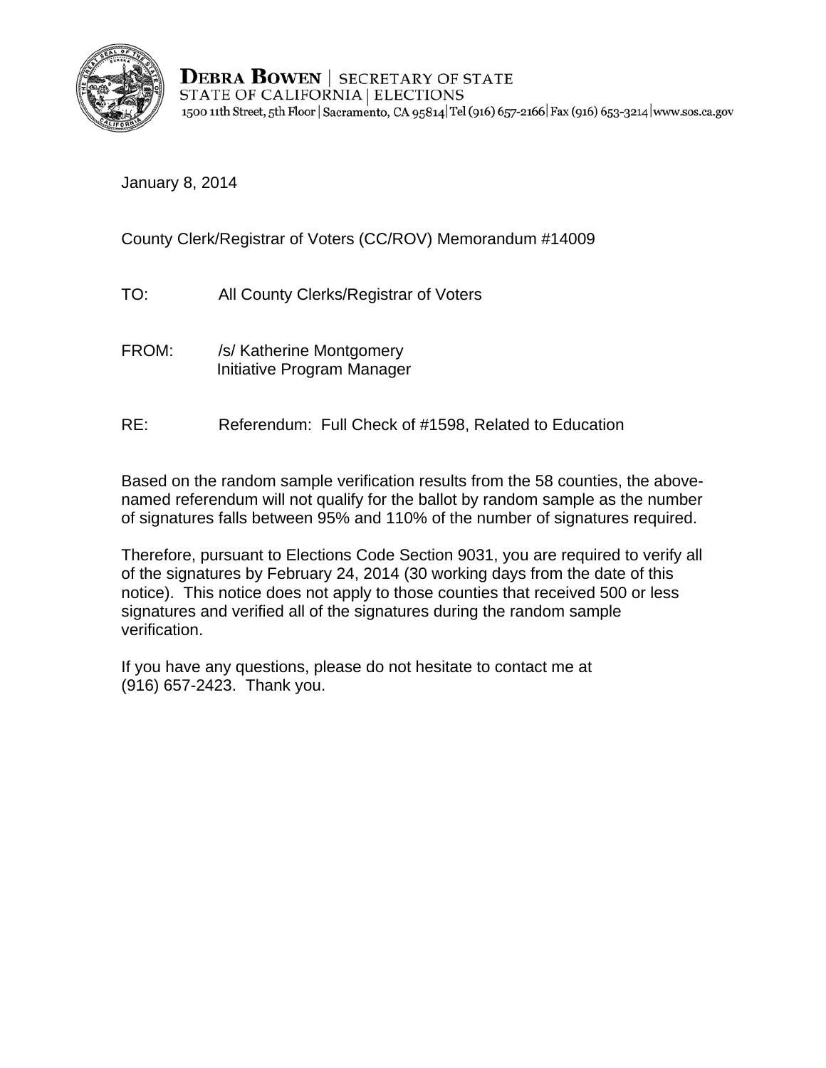**DEBRA BOWEN** | SECRETARY OF STATE
STATE OF CALIFORNIA | ELECTIONS
1500 11th Street, 5th Floor | Sacramento, CA 95814 | Tel (916) 657-2166 | Fax (916) 653-3214 | www.sos.ca.gov

January 8, 2014

County Clerk/Registrar of Voters (CC/ROV) Memorandum #14009

TO: All County Clerks/Registrar of Voters

FROM: /s/ Katherine Montgomery
Initiative Program Manager

RE: Referendum: Full Check of #1598, Related to Education

Based on the random sample verification results from the 58 counties, the above-named referendum will not qualify for the ballot by random sample as the number of signatures falls between 95% and 110% of the number of signatures required.

Therefore, pursuant to Elections Code Section 9031, you are required to verify all of the signatures by February 24, 2014 (30 working days from the date of this notice). This notice does not apply to those counties that received 500 or less signatures and verified all of the signatures during the random sample verification.

If you have any questions, please do not hesitate to contact me at (916) 657-2423. Thank you.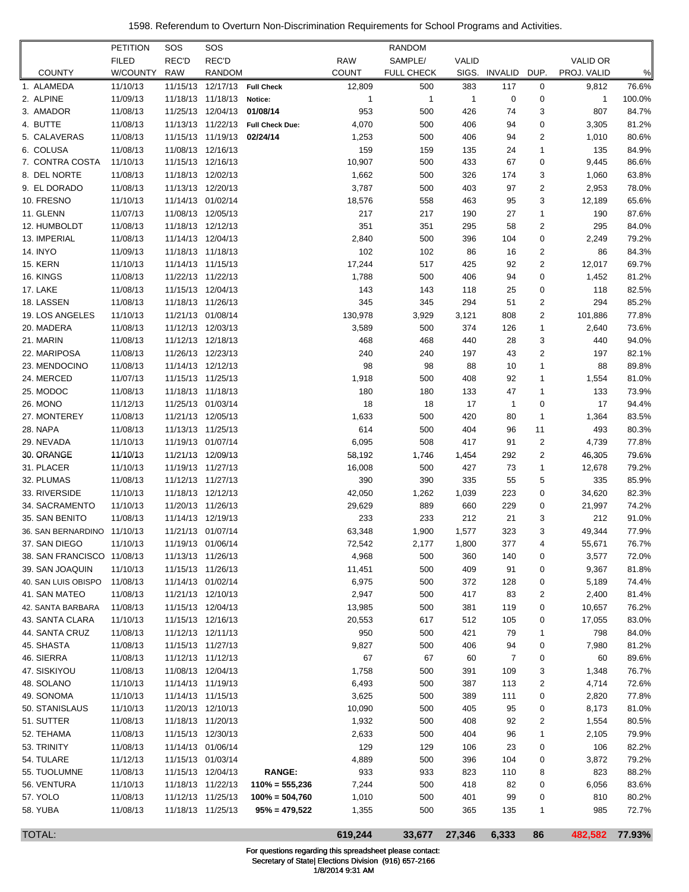1598. Referendum to Overturn Non-Discrimination Requirements for School Programs and Activities.

| COUNTY | PETITION FILED W/COUNTY | SOS REC'D RAW | SOS REC'D RANDOM | | RAW COUNT | RANDOM SAMPLE/ FULL CHECK | VALID SIGS. | INVALID | DUP. | VALID OR PROJ. VALID | % |
|---|---|---|---|---|---|---|---|---|---|---|---|
| 1. ALAMEDA | 11/10/13 | 11/15/13 | 12/17/13 | **Full Check** | 12,809 | 500 | 383 | 117 | 0 | 9,812 | 76.6% |
| 2. ALPINE | 11/09/13 | 11/18/13 | 11/18/13 | **Notice:** | 1 | 1 | 1 | 0 | 0 | 1 | 100.0% |
| 3. AMADOR | 11/08/13 | 11/25/13 | 12/04/13 | **01/08/14** | 953 | 500 | 426 | 74 | 3 | 807 | 84.7% |
| 4. BUTTE | 11/08/13 | 11/13/13 | 11/22/13 | **Full Check Due:** | 4,070 | 500 | 406 | 94 | 0 | 3,305 | 81.2% |
| 5. CALAVERAS | 11/08/13 | 11/15/13 | 11/19/13 | **02/24/14** | 1,253 | 500 | 406 | 94 | 2 | 1,010 | 80.6% |
| 6. COLUSA | 11/08/13 | 11/08/13 | 12/16/13 | | 159 | 159 | 135 | 24 | 1 | 135 | 84.9% |
| 7. CONTRA COSTA | 11/10/13 | 11/15/13 | 12/16/13 | | 10,907 | 500 | 433 | 67 | 0 | 9,445 | 86.6% |
| 8. DEL NORTE | 11/08/13 | 11/18/13 | 12/02/13 | | 1,662 | 500 | 326 | 174 | 3 | 1,060 | 63.8% |
| 9. EL DORADO | 11/08/13 | 11/13/13 | 12/20/13 | | 3,787 | 500 | 403 | 97 | 2 | 2,953 | 78.0% |
| 10. FRESNO | 11/10/13 | 11/14/13 | 01/02/14 | | 18,576 | 558 | 463 | 95 | 3 | 12,189 | 65.6% |
| 11. GLENN | 11/07/13 | 11/08/13 | 12/05/13 | | 217 | 217 | 190 | 27 | 1 | 190 | 87.6% |
| 12. HUMBOLDT | 11/08/13 | 11/18/13 | 12/12/13 | | 351 | 351 | 295 | 58 | 2 | 295 | 84.0% |
| 13. IMPERIAL | 11/08/13 | 11/14/13 | 12/04/13 | | 2,840 | 500 | 396 | 104 | 0 | 2,249 | 79.2% |
| 14. INYO | 11/09/13 | 11/18/13 | 11/18/13 | | 102 | 102 | 86 | 16 | 2 | 86 | 84.3% |
| 15. KERN | 11/10/13 | 11/14/13 | 11/15/13 | | 17,244 | 517 | 425 | 92 | 2 | 12,017 | 69.7% |
| 16. KINGS | 11/08/13 | 11/22/13 | 11/22/13 | | 1,788 | 500 | 406 | 94 | 0 | 1,452 | 81.2% |
| 17. LAKE | 11/08/13 | 11/15/13 | 12/04/13 | | 143 | 143 | 118 | 25 | 0 | 118 | 82.5% |
| 18. LASSEN | 11/08/13 | 11/18/13 | 11/26/13 | | 345 | 345 | 294 | 51 | 2 | 294 | 85.2% |
| 19. LOS ANGELES | 11/10/13 | 11/21/13 | 01/08/14 | | 130,978 | 3,929 | 3,121 | 808 | 2 | 101,886 | 77.8% |
| 20. MADERA | 11/08/13 | 11/12/13 | 12/03/13 | | 3,589 | 500 | 374 | 126 | 1 | 2,640 | 73.6% |
| 21. MARIN | 11/08/13 | 11/12/13 | 12/18/13 | | 468 | 468 | 440 | 28 | 3 | 440 | 94.0% |
| 22. MARIPOSA | 11/08/13 | 11/26/13 | 12/23/13 | | 240 | 240 | 197 | 43 | 2 | 197 | 82.1% |
| 23. MENDOCINO | 11/08/13 | 11/14/13 | 12/12/13 | | 98 | 98 | 88 | 10 | 1 | 88 | 89.8% |
| 24. MERCED | 11/07/13 | 11/15/13 | 11/25/13 | | 1,918 | 500 | 408 | 92 | 1 | 1,554 | 81.0% |
| 25. MODOC | 11/08/13 | 11/18/13 | 11/18/13 | | 180 | 180 | 133 | 47 | 1 | 133 | 73.9% |
| 26. MONO | 11/12/13 | 11/25/13 | 01/03/14 | | 18 | 18 | 17 | 1 | 0 | 17 | 94.4% |
| 27. MONTEREY | 11/08/13 | 11/21/13 | 12/05/13 | | 1,633 | 500 | 420 | 80 | 1 | 1,364 | 83.5% |
| 28. NAPA | 11/08/13 | 11/13/13 | 11/25/13 | | 614 | 500 | 404 | 96 | 11 | 493 | 80.3% |
| 29. NEVADA | 11/10/13 | 11/19/13 | 01/07/14 | | 6,095 | 508 | 417 | 91 | 2 | 4,739 | 77.8% |
| 30. ORANGE | 11/10/13 | 11/21/13 | 12/09/13 | | 58,192 | 1,746 | 1,454 | 292 | 2 | 46,305 | 79.6% |
| 31. PLACER | 11/10/13 | 11/19/13 | 11/27/13 | | 16,008 | 500 | 427 | 73 | 1 | 12,678 | 79.2% |
| 32. PLUMAS | 11/08/13 | 11/12/13 | 11/27/13 | | 390 | 390 | 335 | 55 | 5 | 335 | 85.9% |
| 33. RIVERSIDE | 11/10/13 | 11/18/13 | 12/12/13 | | 42,050 | 1,262 | 1,039 | 223 | 0 | 34,620 | 82.3% |
| 34. SACRAMENTO | 11/10/13 | 11/20/13 | 11/26/13 | | 29,629 | 889 | 660 | 229 | 0 | 21,997 | 74.2% |
| 35. SAN BENITO | 11/08/13 | 11/14/13 | 12/19/13 | | 233 | 233 | 212 | 21 | 3 | 212 | 91.0% |
| 36. SAN BERNARDINO | 11/10/13 | 11/21/13 | 01/07/14 | | 63,348 | 1,900 | 1,577 | 323 | 3 | 49,344 | 77.9% |
| 37. SAN DIEGO | 11/10/13 | 11/19/13 | 01/06/14 | | 72,542 | 2,177 | 1,800 | 377 | 4 | 55,671 | 76.7% |
| 38. SAN FRANCISCO | 11/08/13 | 11/13/13 | 11/26/13 | | 4,968 | 500 | 360 | 140 | 0 | 3,577 | 72.0% |
| 39. SAN JOAQUIN | 11/10/13 | 11/15/13 | 11/26/13 | | 11,451 | 500 | 409 | 91 | 0 | 9,367 | 81.8% |
| 40. SAN LUIS OBISPO | 11/08/13 | 11/14/13 | 01/02/14 | | 6,975 | 500 | 372 | 128 | 0 | 5,189 | 74.4% |
| 41. SAN MATEO | 11/08/13 | 11/21/13 | 12/10/13 | | 2,947 | 500 | 417 | 83 | 2 | 2,400 | 81.4% |
| 42. SANTA BARBARA | 11/08/13 | 11/15/13 | 12/04/13 | | 13,985 | 500 | 381 | 119 | 0 | 10,657 | 76.2% |
| 43. SANTA CLARA | 11/10/13 | 11/15/13 | 12/16/13 | | 20,553 | 617 | 512 | 105 | 0 | 17,055 | 83.0% |
| 44. SANTA CRUZ | 11/08/13 | 11/12/13 | 12/11/13 | | 950 | 500 | 421 | 79 | 1 | 798 | 84.0% |
| 45. SHASTA | 11/08/13 | 11/15/13 | 11/27/13 | | 9,827 | 500 | 406 | 94 | 0 | 7,980 | 81.2% |
| 46. SIERRA | 11/08/13 | 11/12/13 | 11/12/13 | | 67 | 67 | 60 | 7 | 0 | 60 | 89.6% |
| 47. SISKIYOU | 11/08/13 | 11/08/13 | 12/04/13 | | 1,758 | 500 | 391 | 109 | 3 | 1,348 | 76.7% |
| 48. SOLANO | 11/10/13 | 11/14/13 | 11/19/13 | | 6,493 | 500 | 387 | 113 | 2 | 4,714 | 72.6% |
| 49. SONOMA | 11/10/13 | 11/14/13 | 11/15/13 | | 3,625 | 500 | 389 | 111 | 0 | 2,820 | 77.8% |
| 50. STANISLAUS | 11/10/13 | 11/20/13 | 12/10/13 | | 10,090 | 500 | 405 | 95 | 0 | 8,173 | 81.0% |
| 51. SUTTER | 11/08/13 | 11/18/13 | 11/20/13 | | 1,932 | 500 | 408 | 92 | 2 | 1,554 | 80.5% |
| 52. TEHAMA | 11/08/13 | 11/15/13 | 12/30/13 | | 2,633 | 500 | 404 | 96 | 1 | 2,105 | 79.9% |
| 53. TRINITY | 11/08/13 | 11/14/13 | 01/06/14 | | 129 | 129 | 106 | 23 | 0 | 106 | 82.2% |
| 54. TULARE | 11/12/13 | 11/15/13 | 01/03/14 | | 4,889 | 500 | 396 | 104 | 0 | 3,872 | 79.2% |
| 55. TUOLUMNE | 11/08/13 | 11/15/13 | 12/04/13 | **RANGE:** | 933 | 933 | 823 | 110 | 8 | 823 | 88.2% |
| 56. VENTURA | 11/10/13 | 11/18/13 | 11/22/13 | **110% = 555,236** | 7,244 | 500 | 418 | 82 | 0 | 6,056 | 83.6% |
| 57. YOLO | 11/08/13 | 11/12/13 | 11/25/13 | **100% = 504,760** | 1,010 | 500 | 401 | 99 | 0 | 810 | 80.2% |
| 58. YUBA | 11/08/13 | 11/18/13 | 11/25/13 | **95% = 479,522** | 1,355 | 500 | 365 | 135 | 1 | 985 | 72.7% |
| TOTAL: | | | | | **619,244** | **33,677** | **27,346** | **6,333** | **86** | **482,582** | **77.93%** |

For questions regarding this spreadsheet please contact:
Secretary of State| Elections Division (916) 657-2166
1/8/2014 9:31 AM